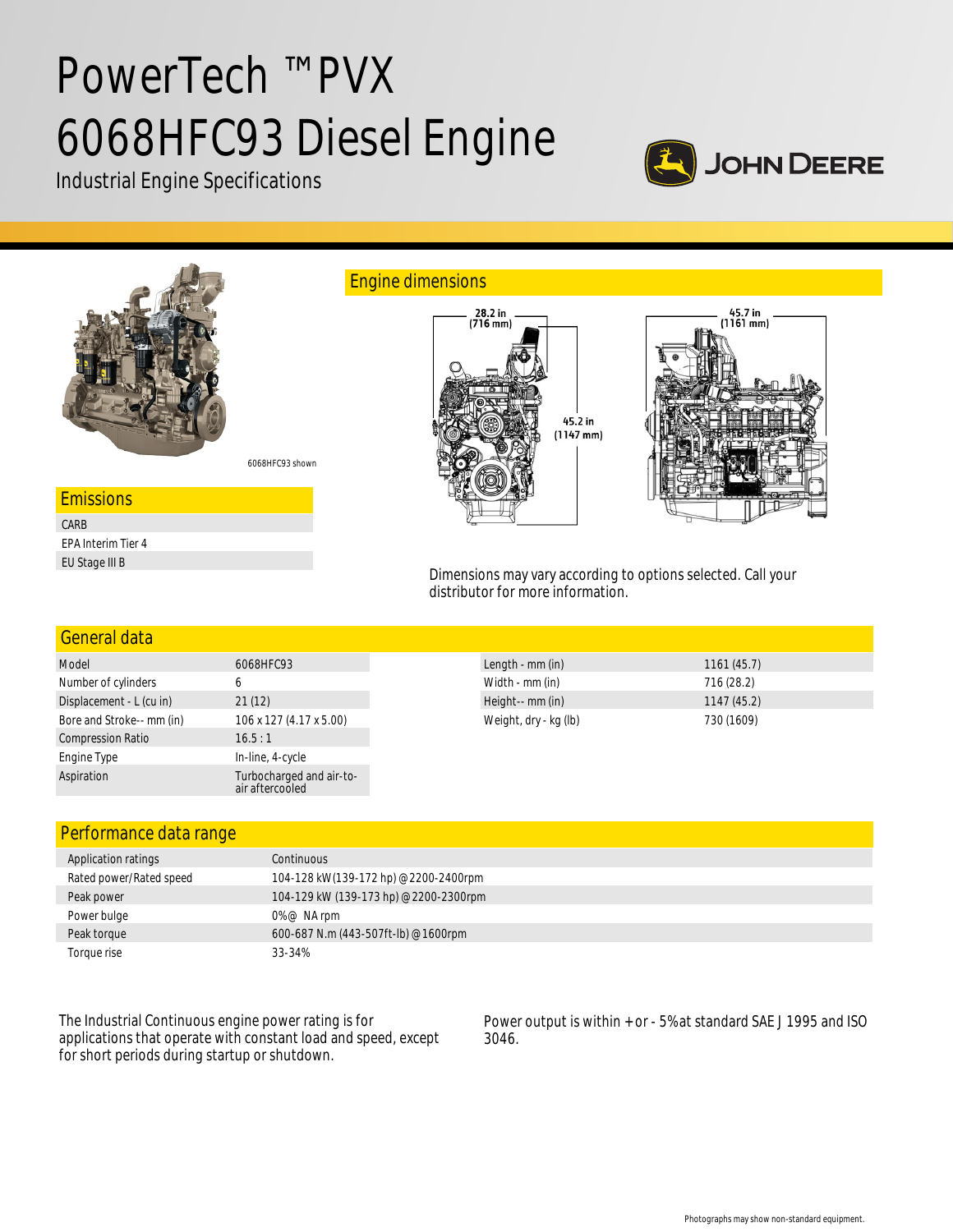# PowerTech ™ PVX 6068HFC93 Diesel Engine

Industrial Engine Specifications

6068HFC93 shown

## Engine dimensions

28.2 in (716 mm)

45.2 in (1147 mm)

45.7 in (1161 mm)

Dimensions may vary according to options selected. Call your distributor for more information.

## Emissions

| |
|---|
| CARB |
| EPA Interim Tier 4 |
| EU Stage III B |

## General data

| | |
|---|---|
| Model | 6068HFC93 |
| Number of cylinders | 6 |
| Displacement - L (cu in) | 21 (12) |
| Bore and Stroke-- mm (in) | 106 x 127 (4.17 x 5.00) |
| Compression Ratio | 16.5 : 1 |
| Engine Type | In-line, 4-cycle |
| Aspiration | Turbocharged and air-to-air aftercooled |

| | |
|---|---|
| Length - mm (in) | 1161 (45.7) |
| Width - mm (in) | 716 (28.2) |
| Height-- mm (in) | 1147 (45.2) |
| Weight, dry - kg (lb) | 730 (1609) |

## Performance data range

| | |
|---|---|
| Application ratings | Continuous |
| Rated power/Rated speed | 104-128 kW (139-172 hp) @ 2200-2400rpm |
| Peak power | 104-129 kW (139-173 hp) @ 2200-2300rpm |
| Power bulge | 0% @ NA rpm |
| Peak torque | 600-687 N.m (443-507ft-lb) @ 1600rpm |
| Torque rise | 33-34% |

The Industrial Continuous engine power rating is for applications that operate with constant load and speed, except for short periods during startup or shutdown.

Power output is within + or - 5% at standard SAE J 1995 and ISO 3046.

Photographs may show non-standard equipment.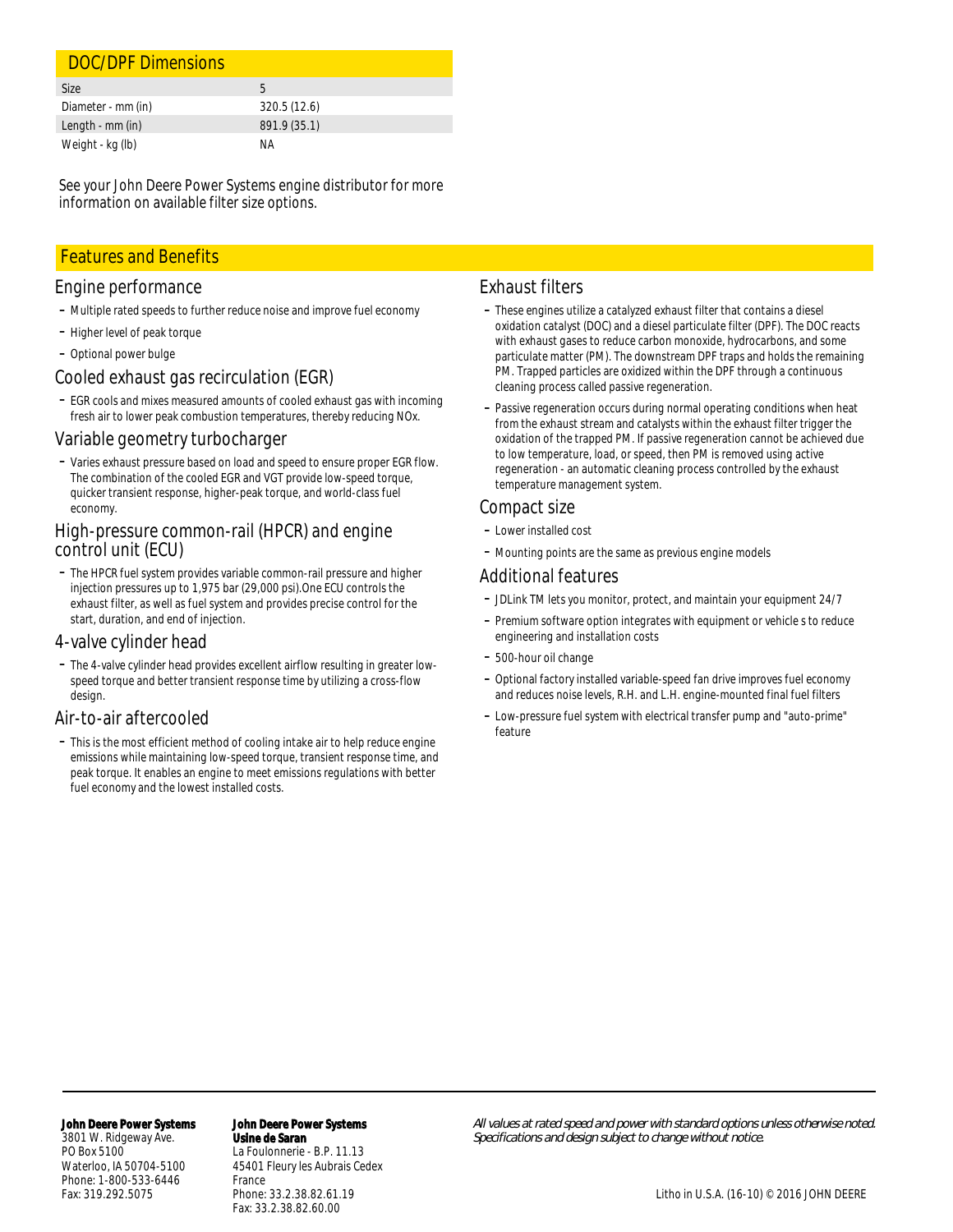## DOC/DPF Dimensions

| | |
|---|---|
| Size | 5 |
| Diameter - mm (in) | 320.5 (12.6) |
| Length - mm (in) | 891.9 (35.1) |
| Weight - kg (lb) | NA |

See your John Deere Power Systems engine distributor for more information on available filter size options.

## Features and Benefits

### Engine performance

- Multiple rated speeds to further reduce noise and improve fuel economy
- Higher level of peak torque
- Optional power bulge

### Cooled exhaust gas recirculation (EGR)

- EGR cools and mixes measured amounts of cooled exhaust gas with incoming fresh air to lower peak combustion temperatures, thereby reducing NOx.

### Variable geometry turbocharger

- Varies exhaust pressure based on load and speed to ensure proper EGR flow. The combination of the cooled EGR and VGT provide low-speed torque, quicker transient response, higher-peak torque, and world-class fuel economy.

### High-pressure common-rail (HPCR) and engine control unit (ECU)

- The HPCR fuel system provides variable common-rail pressure and higher injection pressures up to 1,975 bar (29,000 psi).One ECU controls the exhaust filter, as well as fuel system and provides precise control for the start, duration, and end of injection.

### 4-valve cylinder head

- The 4-valve cylinder head provides excellent airflow resulting in greater low-speed torque and better transient response time by utilizing a cross-flow design.

### Air-to-air aftercooled

- This is the most efficient method of cooling intake air to help reduce engine emissions while maintaining low-speed torque, transient response time, and peak torque. It enables an engine to meet emissions regulations with better fuel economy and the lowest installed costs.

### Exhaust filters

- These engines utilize a catalyzed exhaust filter that contains a diesel oxidation catalyst (DOC) and a diesel particulate filter (DPF). The DOC reacts with exhaust gases to reduce carbon monoxide, hydrocarbons, and some particulate matter (PM). The downstream DPF traps and holds the remaining PM. Trapped particles are oxidized within the DPF through a continuous cleaning process called passive regeneration.
- Passive regeneration occurs during normal operating conditions when heat from the exhaust stream and catalysts within the exhaust filter trigger the oxidation of the trapped PM. If passive regeneration cannot be achieved due to low temperature, load, or speed, then PM is removed using active regeneration - an automatic cleaning process controlled by the exhaust temperature management system.

### Compact size

- Lower installed cost
- Mounting points are the same as previous engine models

### Additional features

- JDLink TM lets you monitor, protect, and maintain your equipment 24/7
- Premium software option integrates with equipment or vehicle s to reduce engineering and installation costs
- 500-hour oil change
- Optional factory installed variable-speed fan drive improves fuel economy and reduces noise levels, R.H. and L.H. engine-mounted final fuel filters
- Low-pressure fuel system with electrical transfer pump and "auto-prime" feature

---

**John Deere Power Systems**
3801 W. Ridgeway Ave.
PO Box 5100
Waterloo, IA 50704-5100
Phone: 1-800-533-6446
Fax: 319.292.5075

**John Deere Power Systems**
**Usine de Saran**
La Foulonnerie - B.P. 11.13
45401 Fleury les Aubrais Cedex
France
Phone: 33.2.38.82.61.19
Fax: 33.2.38.82.60.00

*All values at rated speed and power with standard options unless otherwise noted. Specifications and design subject to change without notice.*

Litho in U.S.A. (16-10) © 2016 JOHN DEERE